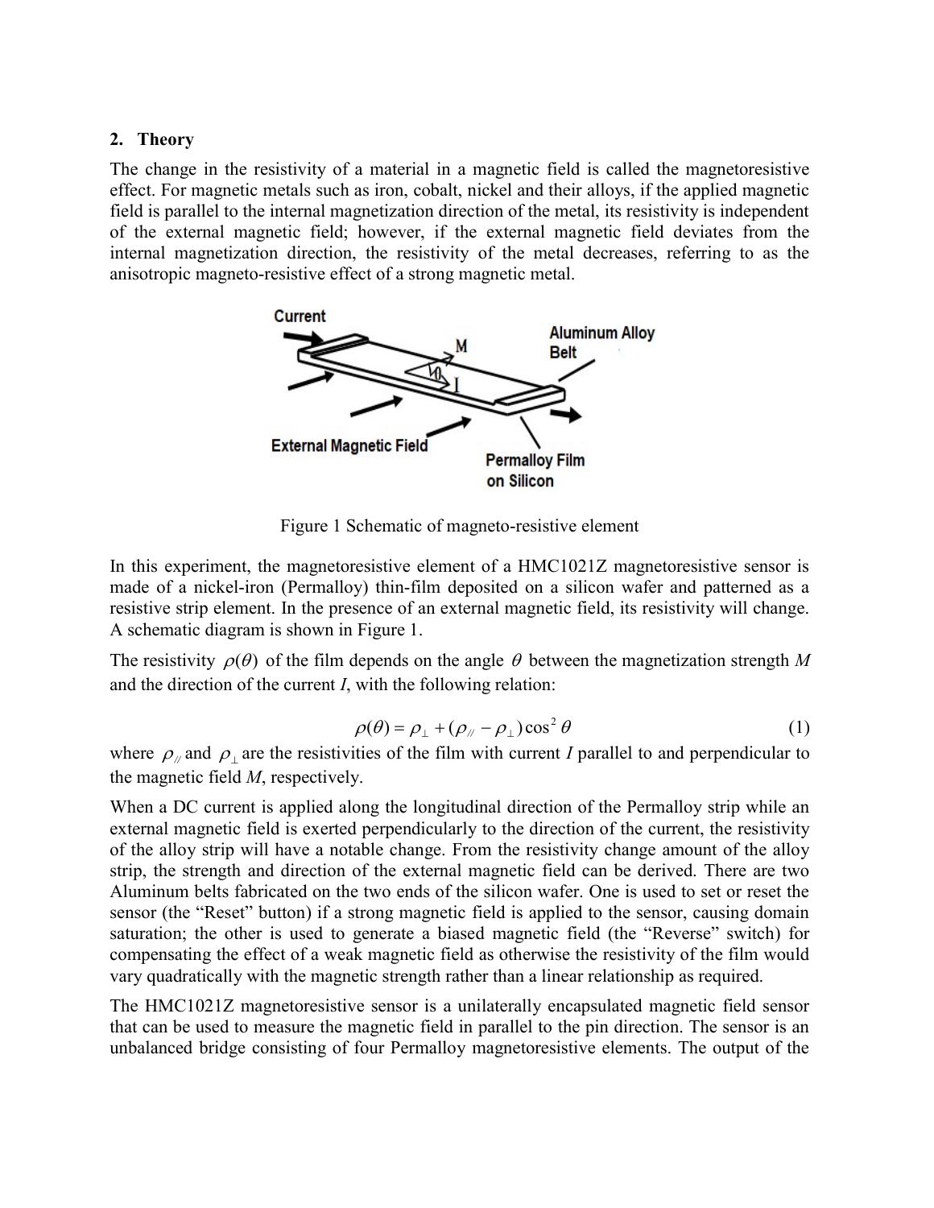## 2. Theory

The change in the resistivity of a material in a magnetic field is called the magnetoresistive effect. For magnetic metals such as iron, cobalt, nickel and their alloys, if the applied magnetic field is parallel to the internal magnetization direction of the metal, its resistivity is independent of the external magnetic field; however, if the external magnetic field deviates from the internal magnetization direction, the resistivity of the metal decreases, referring to as the anisotropic magneto-resistive effect of a strong magnetic metal.

Figure 1 Schematic of magneto-resistive element

In this experiment, the magnetoresistive element of a HMC1021Z magnetoresistive sensor is made of a nickel-iron (Permalloy) thin-film deposited on a silicon wafer and patterned as a resistive strip element. In the presence of an external magnetic field, its resistivity will change. A schematic diagram is shown in Figure 1.

The resistivity $\rho(\theta)$ of the film depends on the angle $\theta$ between the magnetization strength $M$ and the direction of the current $I$, with the following relation:

$$\rho(\theta) = \rho_{\perp} + (\rho_{//} - \rho_{\perp})\cos^2\theta \tag{1}$$

where $\rho_{//}$ and $\rho_{\perp}$ are the resistivities of the film with current $I$ parallel to and perpendicular to the magnetic field $M$, respectively.

When a DC current is applied along the longitudinal direction of the Permalloy strip while an external magnetic field is exerted perpendicularly to the direction of the current, the resistivity of the alloy strip will have a notable change. From the resistivity change amount of the alloy strip, the strength and direction of the external magnetic field can be derived. There are two Aluminum belts fabricated on the two ends of the silicon wafer. One is used to set or reset the sensor (the "Reset" button) if a strong magnetic field is applied to the sensor, causing domain saturation; the other is used to generate a biased magnetic field (the "Reverse" switch) for compensating the effect of a weak magnetic field as otherwise the resistivity of the film would vary quadratically with the magnetic strength rather than a linear relationship as required.

The HMC1021Z magnetoresistive sensor is a unilaterally encapsulated magnetic field sensor that can be used to measure the magnetic field in parallel to the pin direction. The sensor is an unbalanced bridge consisting of four Permalloy magnetoresistive elements. The output of the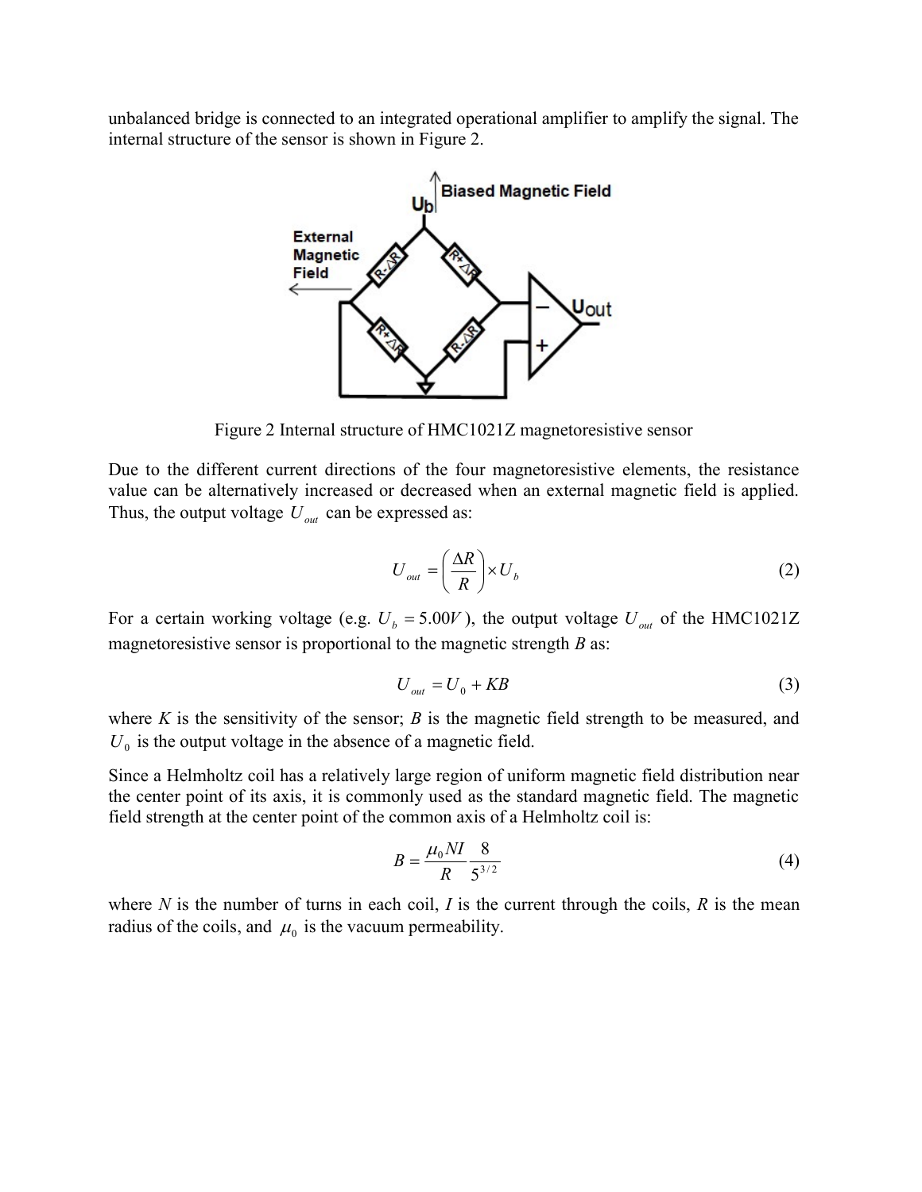unbalanced bridge is connected to an integrated operational amplifier to amplify the signal. The internal structure of the sensor is shown in Figure 2.

Biased Magnetic Field

Ub

External Magnetic Field

R-ΔR

R+ΔR

R+ΔR

R-ΔR

Uout

Figure 2 Internal structure of HMC1021Z magnetoresistive sensor

Due to the different current directions of the four magnetoresistive elements, the resistance value can be alternatively increased or decreased when an external magnetic field is applied. Thus, the output voltage $U_{out}$ can be expressed as:

$$U_{out} = \left(\frac{\Delta R}{R}\right) \times U_b \tag{2}$$

For a certain working voltage (e.g. $U_b = 5.00V$), the output voltage $U_{out}$ of the HMC1021Z magnetoresistive sensor is proportional to the magnetic strength *B* as:

$$U_{out} = U_0 + KB \tag{3}$$

where *K* is the sensitivity of the sensor; *B* is the magnetic field strength to be measured, and $U_0$ is the output voltage in the absence of a magnetic field.

Since a Helmholtz coil has a relatively large region of uniform magnetic field distribution near the center point of its axis, it is commonly used as the standard magnetic field. The magnetic field strength at the center point of the common axis of a Helmholtz coil is:

$$B = \frac{\mu_0 NI}{R} \frac{8}{5^{3/2}} \tag{4}$$

where *N* is the number of turns in each coil, *I* is the current through the coils, *R* is the mean radius of the coils, and $\mu_0$ is the vacuum permeability.